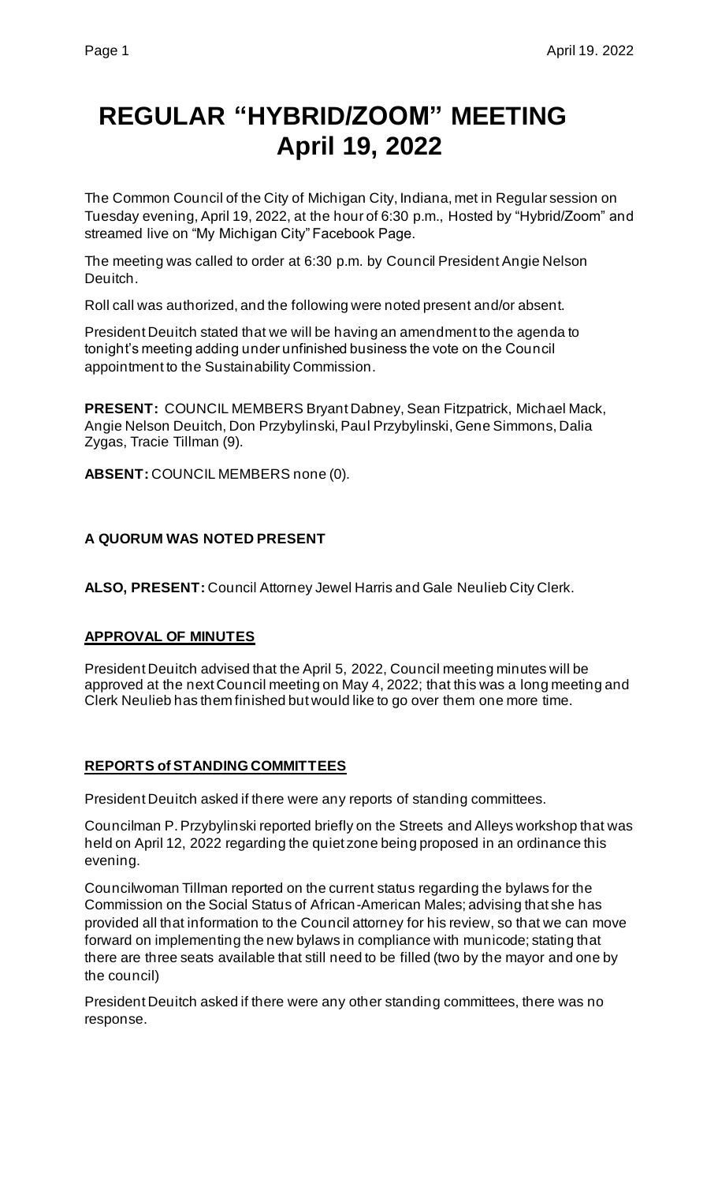# REGULAR "HYBRID/ZOOM" MEETING
# April 19, 2022

The Common Council of the City of Michigan City, Indiana, met in Regular session on Tuesday evening, April 19, 2022, at the hour of 6:30 p.m., Hosted by "Hybrid/Zoom" and streamed live on "My Michigan City" Facebook Page.

The meeting was called to order at 6:30 p.m. by Council President Angie Nelson Deuitch.

Roll call was authorized, and the following were noted present and/or absent.

President Deuitch stated that we will be having an amendment to the agenda to tonight's meeting adding under unfinished business the vote on the Council appointment to the Sustainability Commission.

**PRESENT:** COUNCIL MEMBERS Bryant Dabney, Sean Fitzpatrick, Michael Mack, Angie Nelson Deuitch, Don Przybylinski, Paul Przybylinski, Gene Simmons, Dalia Zygas, Tracie Tillman (9).

**ABSENT:** COUNCIL MEMBERS none (0).

**A QUORUM WAS NOTED PRESENT**

**ALSO, PRESENT:** Council Attorney Jewel Harris and Gale Neulieb City Clerk.

**APPROVAL OF MINUTES**

President Deuitch advised that the April 5, 2022, Council meeting minutes will be approved at the next Council meeting on May 4, 2022; that this was a long meeting and Clerk Neulieb has them finished but would like to go over them one more time.

**REPORTS of STANDING COMMITTEES**

President Deuitch asked if there were any reports of standing committees.

Councilman P. Przybylinski reported briefly on the Streets and Alleys workshop that was held on April 12, 2022 regarding the quiet zone being proposed in an ordinance this evening.

Councilwoman Tillman reported on the current status regarding the bylaws for the Commission on the Social Status of African-American Males; advising that she has provided all that information to the Council attorney for his review, so that we can move forward on implementing the new bylaws in compliance with municode; stating that there are three seats available that still need to be filled (two by the mayor and one by the council)

President Deuitch asked if there were any other standing committees, there was no response.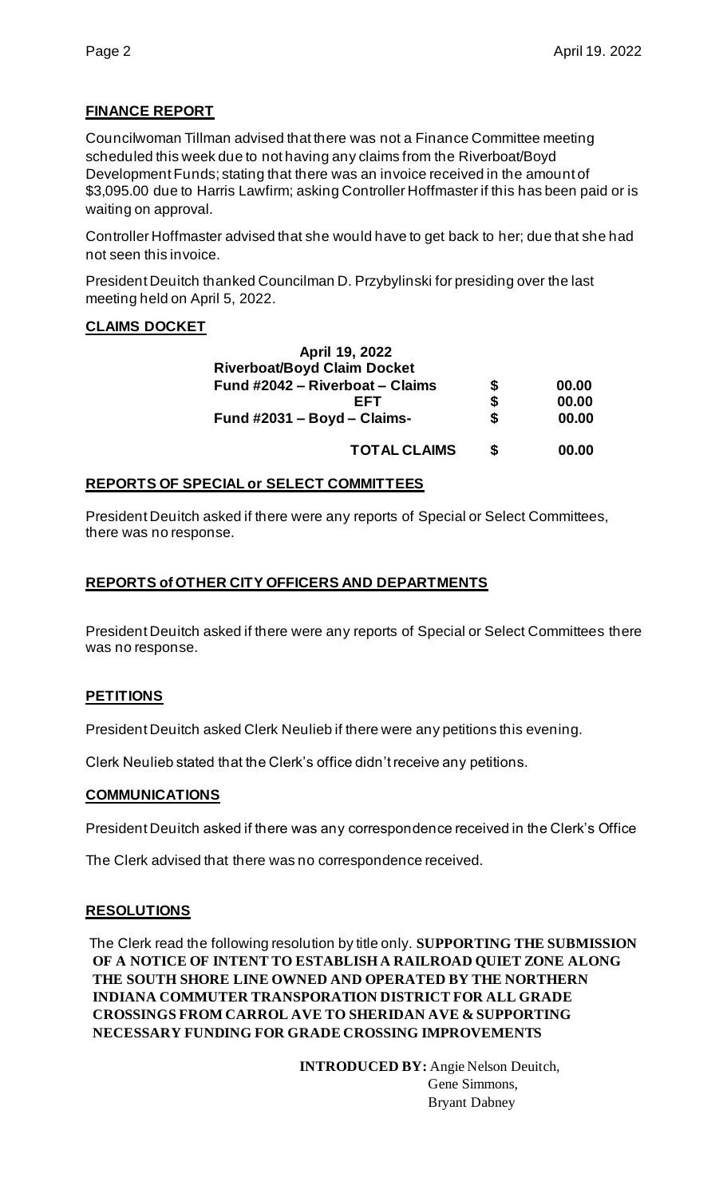## FINANCE REPORT

Councilwoman Tillman advised that there was not a Finance Committee meeting scheduled this week due to not having any claims from the Riverboat/Boyd Development Funds; stating that there was an invoice received in the amount of \$3,095.00 due to Harris Lawfirm; asking Controller Hoffmaster if this has been paid or is waiting on approval.

Controller Hoffmaster advised that she would have to get back to her; due that she had not seen this invoice.

President Deuitch thanked Councilman D. Przybylinski for presiding over the last meeting held on April 5, 2022.

## CLAIMS DOCKET

**April 19, 2022**
**Riverboat/Boyd Claim Docket**

| | | |
|---|---|---|
| **Fund #2042 – Riverboat – Claims** | **\$** | **00.00** |
| **EFT** | **\$** | **00.00** |
| **Fund #2031 – Boyd – Claims-** | **\$** | **00.00** |
| **TOTAL CLAIMS** | **\$** | **00.00** |

## REPORTS OF SPECIAL or SELECT COMMITTEES

President Deuitch asked if there were any reports of Special or Select Committees, there was no response.

## REPORTS of OTHER CITY OFFICERS AND DEPARTMENTS

President Deuitch asked if there were any reports of Special or Select Committees there was no response.

## PETITIONS

President Deuitch asked Clerk Neulieb if there were any petitions this evening.

Clerk Neulieb stated that the Clerk's office didn't receive any petitions.

## COMMUNICATIONS

President Deuitch asked if there was any correspondence received in the Clerk's Office

The Clerk advised that there was no correspondence received.

## RESOLUTIONS

The Clerk read the following resolution by title only. **SUPPORTING THE SUBMISSION OF A NOTICE OF INTENT TO ESTABLISH A RAILROAD QUIET ZONE ALONG THE SOUTH SHORE LINE OWNED AND OPERATED BY THE NORTHERN INDIANA COMMUTER TRANSPORATION DISTRICT FOR ALL GRADE CROSSINGS FROM CARROL AVE TO SHERIDAN AVE & SUPPORTING NECESSARY FUNDING FOR GRADE CROSSING IMPROVEMENTS**

**INTRODUCED BY:** Angie Nelson Deuitch,
Gene Simmons,
Bryant Dabney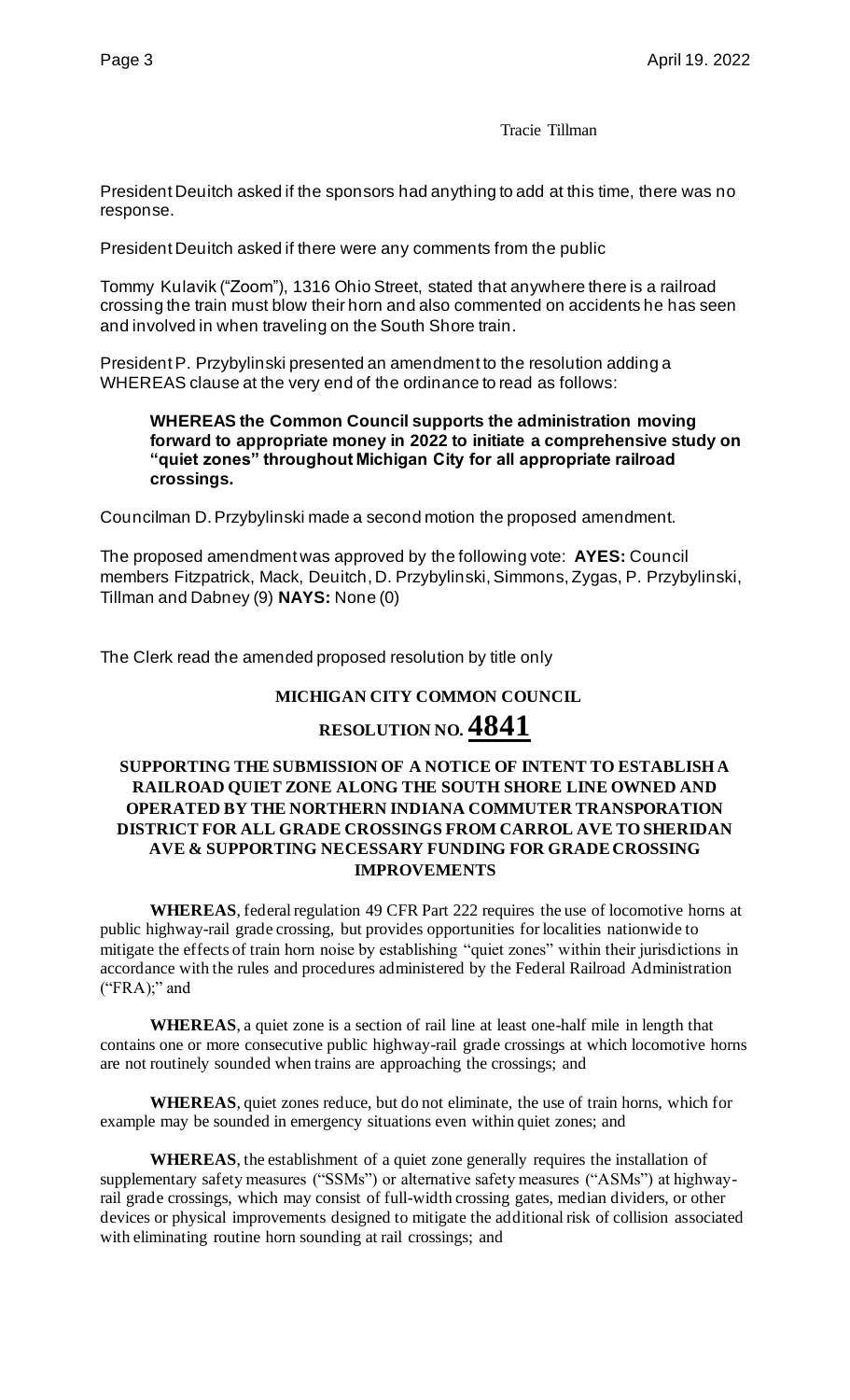Tracie Tillman

President Deuitch asked if the sponsors had anything to add at this time, there was no response.

President Deuitch asked if there were any comments from the public

Tommy Kulavik ("Zoom"), 1316 Ohio Street, stated that anywhere there is a railroad crossing the train must blow their horn and also commented on accidents he has seen and involved in when traveling on the South Shore train.

President P. Przybylinski presented an amendment to the resolution adding a WHEREAS clause at the very end of the ordinance to read as follows:

> **WHEREAS the Common Council supports the administration moving forward to appropriate money in 2022 to initiate a comprehensive study on "quiet zones" throughout Michigan City for all appropriate railroad crossings.**

Councilman D. Przybylinski made a second motion the proposed amendment.

The proposed amendment was approved by the following vote: **AYES:** Council members Fitzpatrick, Mack, Deuitch, D. Przybylinski, Simmons, Zygas, P. Przybylinski, Tillman and Dabney (9) **NAYS:** None (0)

The Clerk read the amended proposed resolution by title only

## MICHIGAN CITY COMMON COUNCIL

## RESOLUTION NO. 4841

### SUPPORTING THE SUBMISSION OF A NOTICE OF INTENT TO ESTABLISH A RAILROAD QUIET ZONE ALONG THE SOUTH SHORE LINE OWNED AND OPERATED BY THE NORTHERN INDIANA COMMUTER TRANSPORATION DISTRICT FOR ALL GRADE CROSSINGS FROM CARROL AVE TO SHERIDAN AVE & SUPPORTING NECESSARY FUNDING FOR GRADE CROSSING IMPROVEMENTS

**WHEREAS**, federal regulation 49 CFR Part 222 requires the use of locomotive horns at public highway-rail grade crossing, but provides opportunities for localities nationwide to mitigate the effects of train horn noise by establishing "quiet zones" within their jurisdictions in accordance with the rules and procedures administered by the Federal Railroad Administration ("FRA);" and

**WHEREAS**, a quiet zone is a section of rail line at least one-half mile in length that contains one or more consecutive public highway-rail grade crossings at which locomotive horns are not routinely sounded when trains are approaching the crossings; and

**WHEREAS**, quiet zones reduce, but do not eliminate, the use of train horns, which for example may be sounded in emergency situations even within quiet zones; and

**WHEREAS**, the establishment of a quiet zone generally requires the installation of supplementary safety measures ("SSMs") or alternative safety measures ("ASMs") at highway-rail grade crossings, which may consist of full-width crossing gates, median dividers, or other devices or physical improvements designed to mitigate the additional risk of collision associated with eliminating routine horn sounding at rail crossings; and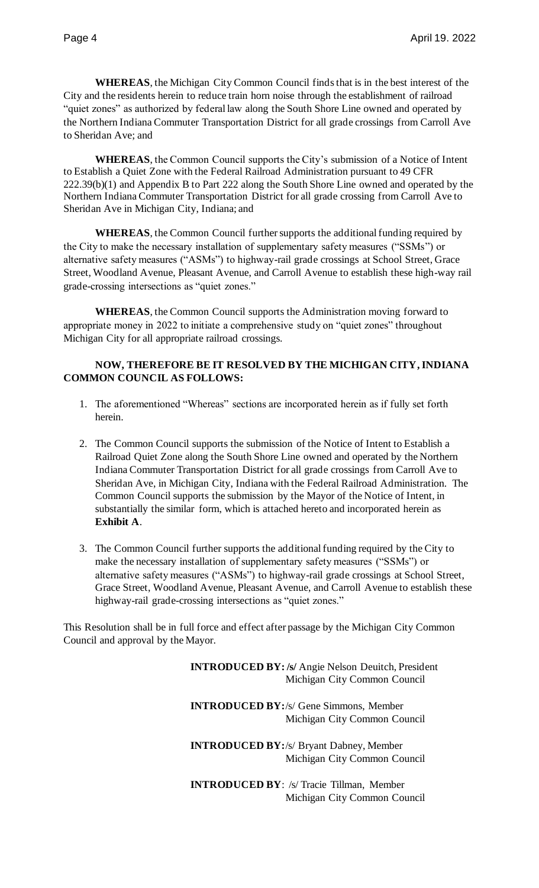**WHEREAS**, the Michigan City Common Council finds that is in the best interest of the City and the residents herein to reduce train horn noise through the establishment of railroad "quiet zones" as authorized by federal law along the South Shore Line owned and operated by the Northern Indiana Commuter Transportation District for all grade crossings from Carroll Ave to Sheridan Ave; and

**WHEREAS**, the Common Council supports the City's submission of a Notice of Intent to Establish a Quiet Zone with the Federal Railroad Administration pursuant to 49 CFR 222.39(b)(1) and Appendix B to Part 222 along the South Shore Line owned and operated by the Northern Indiana Commuter Transportation District for all grade crossing from Carroll Ave to Sheridan Ave in Michigan City, Indiana; and

**WHEREAS**, the Common Council further supports the additional funding required by the City to make the necessary installation of supplementary safety measures ("SSMs") or alternative safety measures ("ASMs") to highway-rail grade crossings at School Street, Grace Street, Woodland Avenue, Pleasant Avenue, and Carroll Avenue to establish these high-way rail grade-crossing intersections as "quiet zones."

**WHEREAS**, the Common Council supports the Administration moving forward to appropriate money in 2022 to initiate a comprehensive study on "quiet zones" throughout Michigan City for all appropriate railroad crossings.

**NOW, THEREFORE BE IT RESOLVED BY THE MICHIGAN CITY, INDIANA COMMON COUNCIL AS FOLLOWS:**

1. The aforementioned "Whereas" sections are incorporated herein as if fully set forth herein.

2. The Common Council supports the submission of the Notice of Intent to Establish a Railroad Quiet Zone along the South Shore Line owned and operated by the Northern Indiana Commuter Transportation District for all grade crossings from Carroll Ave to Sheridan Ave, in Michigan City, Indiana with the Federal Railroad Administration. The Common Council supports the submission by the Mayor of the Notice of Intent, in substantially the similar form, which is attached hereto and incorporated herein as **Exhibit A**.

3. The Common Council further supports the additional funding required by the City to make the necessary installation of supplementary safety measures ("SSMs") or alternative safety measures ("ASMs") to highway-rail grade crossings at School Street, Grace Street, Woodland Avenue, Pleasant Avenue, and Carroll Avenue to establish these highway-rail grade-crossing intersections as "quiet zones."

This Resolution shall be in full force and effect after passage by the Michigan City Common Council and approval by the Mayor.

**INTRODUCED BY: /s/** Angie Nelson Deuitch, President
Michigan City Common Council

**INTRODUCED BY:** /s/ Gene Simmons, Member
Michigan City Common Council

**INTRODUCED BY:** /s/ Bryant Dabney, Member
Michigan City Common Council

**INTRODUCED BY**: /s/ Tracie Tillman, Member
Michigan City Common Council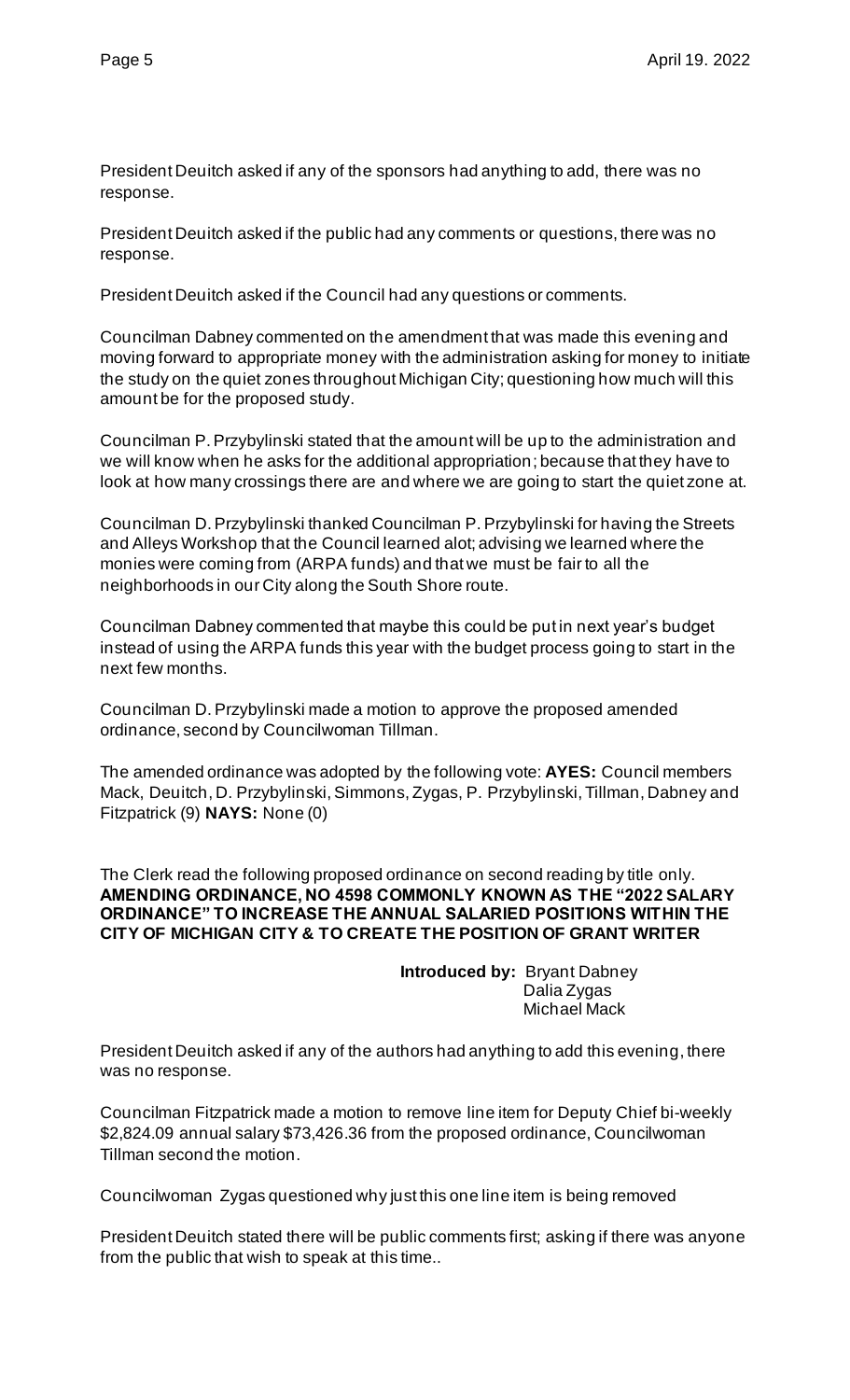President Deuitch asked if any of the sponsors had anything to add, there was no response.

President Deuitch asked if the public had any comments or questions, there was no response.

President Deuitch asked if the Council had any questions or comments.

Councilman Dabney commented on the amendment that was made this evening and moving forward to appropriate money with the administration asking for money to initiate the study on the quiet zones throughout Michigan City; questioning how much will this amount be for the proposed study.

Councilman P. Przybylinski stated that the amount will be up to the administration and we will know when he asks for the additional appropriation; because that they have to look at how many crossings there are and where we are going to start the quiet zone at.

Councilman D. Przybylinski thanked Councilman P. Przybylinski for having the Streets and Alleys Workshop that the Council learned alot; advising we learned where the monies were coming from (ARPA funds) and that we must be fair to all the neighborhoods in our City along the South Shore route.

Councilman Dabney commented that maybe this could be put in next year's budget instead of using the ARPA funds this year with the budget process going to start in the next few months.

Councilman D. Przybylinski made a motion to approve the proposed amended ordinance, second by Councilwoman Tillman.

The amended ordinance was adopted by the following vote: **AYES:** Council members Mack, Deuitch, D. Przybylinski, Simmons, Zygas, P. Przybylinski, Tillman, Dabney and Fitzpatrick (9) **NAYS:** None (0)

The Clerk read the following proposed ordinance on second reading by title only.
**AMENDING ORDINANCE, NO 4598 COMMONLY KNOWN AS THE "2022 SALARY ORDINANCE" TO INCREASE THE ANNUAL SALARIED POSITIONS WITHIN THE CITY OF MICHIGAN CITY & TO CREATE THE POSITION OF GRANT WRITER**

**Introduced by:** Bryant Dabney
Dalia Zygas
Michael Mack

President Deuitch asked if any of the authors had anything to add this evening, there was no response.

Councilman Fitzpatrick made a motion to remove line item for Deputy Chief bi-weekly $2,824.09 annual salary $73,426.36 from the proposed ordinance, Councilwoman Tillman second the motion.

Councilwoman Zygas questioned why just this one line item is being removed

President Deuitch stated there will be public comments first; asking if there was anyone from the public that wish to speak at this time..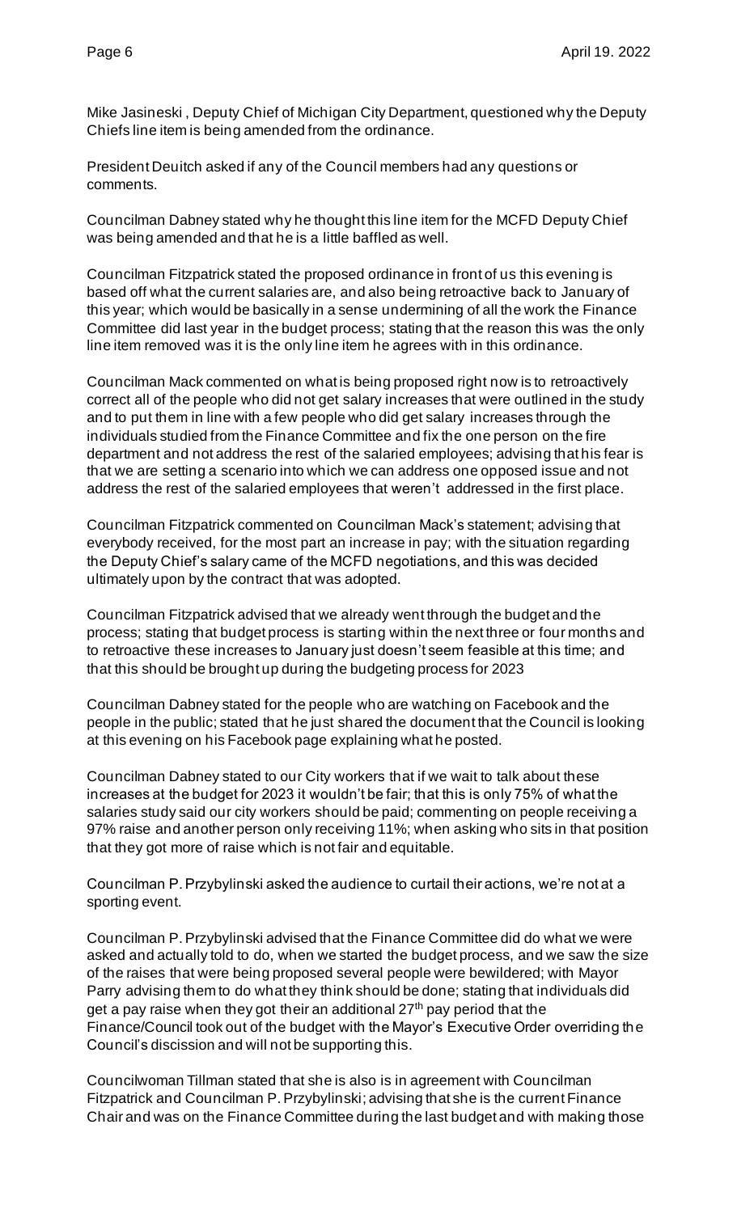Mike Jasineski , Deputy Chief of Michigan City Department, questioned why the Deputy Chiefs line item is being amended from the ordinance.

President Deuitch asked if any of the Council members had any questions or comments.

Councilman Dabney stated why he thought this line item for the MCFD Deputy Chief was being amended and that he is a little baffled as well.

Councilman Fitzpatrick stated the proposed ordinance in front of us this evening is based off what the current salaries are, and also being retroactive back to January of this year; which would be basically in a sense undermining of all the work the Finance Committee did last year in the budget process; stating that the reason this was the only line item removed was it is the only line item he agrees with in this ordinance.

Councilman Mack commented on what is being proposed right now is to retroactively correct all of the people who did not get salary increases that were outlined in the study and to put them in line with a few people who did get salary increases through the individuals studied from the Finance Committee and fix the one person on the fire department and not address the rest of the salaried employees; advising that his fear is that we are setting a scenario into which we can address one opposed issue and not address the rest of the salaried employees that weren't addressed in the first place.

Councilman Fitzpatrick commented on Councilman Mack's statement; advising that everybody received, for the most part an increase in pay; with the situation regarding the Deputy Chief's salary came of the MCFD negotiations, and this was decided ultimately upon by the contract that was adopted.

Councilman Fitzpatrick advised that we already went through the budget and the process; stating that budget process is starting within the next three or four months and to retroactive these increases to January just doesn't seem feasible at this time; and that this should be brought up during the budgeting process for 2023

Councilman Dabney stated for the people who are watching on Facebook and the people in the public; stated that he just shared the document that the Council is looking at this evening on his Facebook page explaining what he posted.

Councilman Dabney stated to our City workers that if we wait to talk about these increases at the budget for 2023 it wouldn't be fair; that this is only 75% of what the salaries study said our city workers should be paid; commenting on people receiving a 97% raise and another person only receiving 11%; when asking who sits in that position that they got more of raise which is not fair and equitable.

Councilman P. Przybylinski asked the audience to curtail their actions, we're not at a sporting event.

Councilman P. Przybylinski advised that the Finance Committee did do what we were asked and actually told to do, when we started the budget process, and we saw the size of the raises that were being proposed several people were bewildered; with Mayor Parry advising them to do what they think should be done; stating that individuals did get a pay raise when they got their an additional 27th pay period that the Finance/Council took out of the budget with the Mayor's Executive Order overriding the Council's discission and will not be supporting this.

Councilwoman Tillman stated that she is also is in agreement with Councilman Fitzpatrick and Councilman P. Przybylinski; advising that she is the current Finance Chair and was on the Finance Committee during the last budget and with making those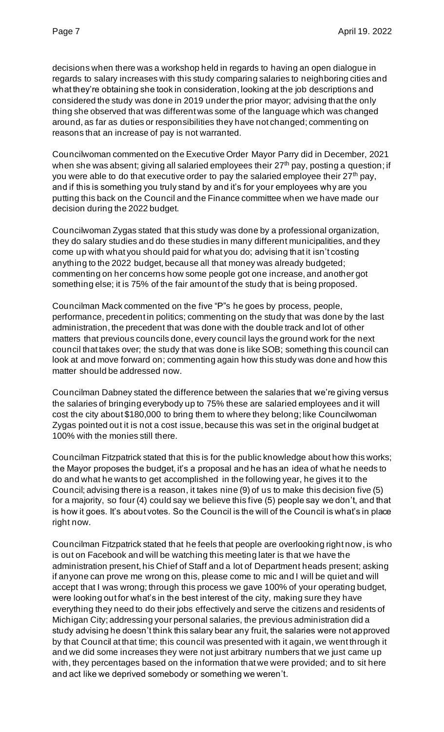decisions when there was a workshop held in regards to having an open dialogue in regards to salary increases with this study comparing salaries to neighboring cities and what they're obtaining she took in consideration, looking at the job descriptions and considered the study was done in 2019 under the prior mayor; advising that the only thing she observed that was different was some of the language which was changed around, as far as duties or responsibilities they have not changed; commenting on reasons that an increase of pay is not warranted.

Councilwoman commented on the Executive Order Mayor Parry did in December, 2021 when she was absent; giving all salaried employees their 27th pay, posting a question; if you were able to do that executive order to pay the salaried employee their 27th pay, and if this is something you truly stand by and it's for your employees why are you putting this back on the Council and the Finance committee when we have made our decision during the 2022 budget.

Councilwoman Zygas stated that this study was done by a professional organization, they do salary studies and do these studies in many different municipalities, and they come up with what you should paid for what you do; advising that it isn't costing anything to the 2022 budget, because all that money was already budgeted; commenting on her concerns how some people got one increase, and another got something else; it is 75% of the fair amount of the study that is being proposed.

Councilman Mack commented on the five "P"s he goes by process, people, performance, precedent in politics; commenting on the study that was done by the last administration, the precedent that was done with the double track and lot of other matters that previous councils done, every council lays the ground work for the next council that takes over; the study that was done is like SOB; something this council can look at and move forward on; commenting again how this study was done and how this matter should be addressed now.

Councilman Dabney stated the difference between the salaries that we're giving versus the salaries of bringing everybody up to 75% these are salaried employees and it will cost the city about $180,000 to bring them to where they belong; like Councilwoman Zygas pointed out it is not a cost issue, because this was set in the original budget at 100% with the monies still there.

Councilman Fitzpatrick stated that this is for the public knowledge about how this works; the Mayor proposes the budget, it's a proposal and he has an idea of what he needs to do and what he wants to get accomplished in the following year, he gives it to the Council; advising there is a reason, it takes nine (9) of us to make this decision five (5) for a majority, so four (4) could say we believe this five (5) people say we don't, and that is how it goes. It's about votes. So the Council is the will of the Council is what's in place right now.

Councilman Fitzpatrick stated that he feels that people are overlooking right now, is who is out on Facebook and will be watching this meeting later is that we have the administration present, his Chief of Staff and a lot of Department heads present; asking if anyone can prove me wrong on this, please come to mic and I will be quiet and will accept that I was wrong; through this process we gave 100% of your operating budget, were looking out for what's in the best interest of the city, making sure they have everything they need to do their jobs effectively and serve the citizens and residents of Michigan City; addressing your personal salaries, the previous administration did a study advising he doesn't think this salary bear any fruit, the salaries were not approved by that Council at that time; this council was presented with it again, we went through it and we did some increases they were not just arbitrary numbers that we just came up with, they percentages based on the information that we were provided; and to sit here and act like we deprived somebody or something we weren't.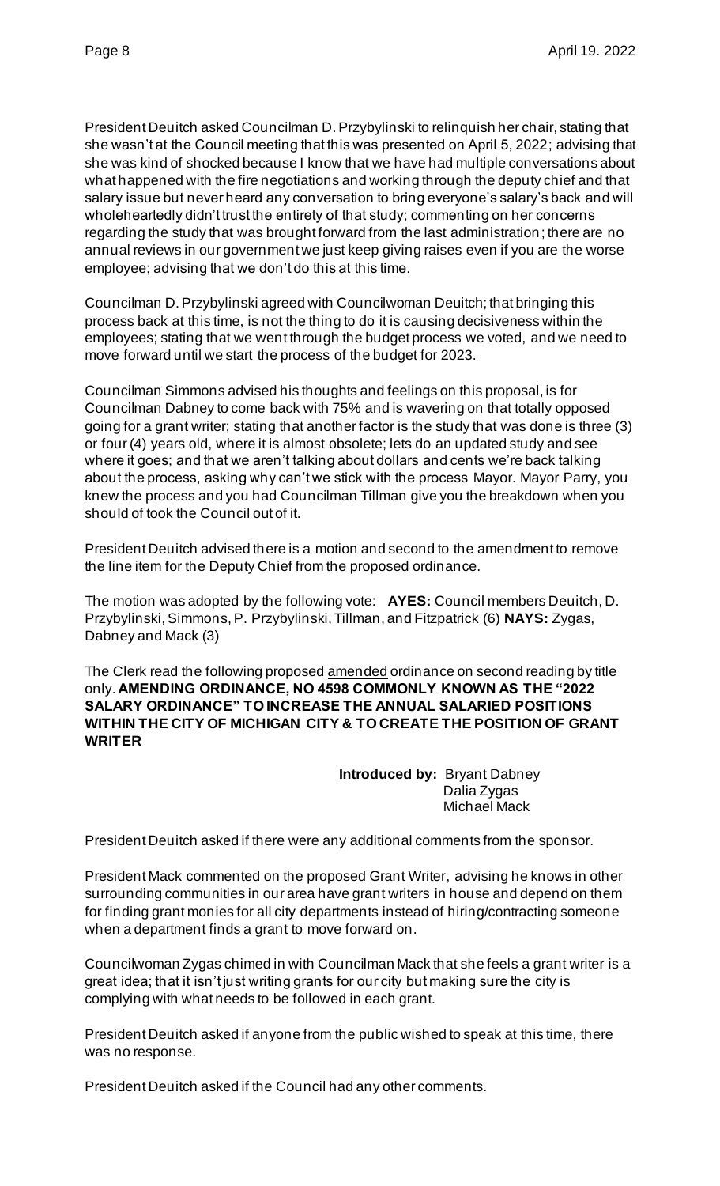President Deuitch asked Councilman D. Przybylinski to relinquish her chair, stating that she wasn't at the Council meeting that this was presented on April 5, 2022; advising that she was kind of shocked because I know that we have had multiple conversations about what happened with the fire negotiations and working through the deputy chief and that salary issue but never heard any conversation to bring everyone's salary's back and will wholeheartedly didn't trust the entirety of that study; commenting on her concerns regarding the study that was brought forward from the last administration; there are no annual reviews in our government we just keep giving raises even if you are the worse employee; advising that we don't do this at this time.

Councilman D. Przybylinski agreed with Councilwoman Deuitch; that bringing this process back at this time, is not the thing to do it is causing decisiveness within the employees; stating that we went through the budget process we voted, and we need to move forward until we start the process of the budget for 2023.

Councilman Simmons advised his thoughts and feelings on this proposal, is for Councilman Dabney to come back with 75% and is wavering on that totally opposed going for a grant writer; stating that another factor is the study that was done is three (3) or four (4) years old, where it is almost obsolete; lets do an updated study and see where it goes; and that we aren't talking about dollars and cents we're back talking about the process, asking why can't we stick with the process Mayor. Mayor Parry, you knew the process and you had Councilman Tillman give you the breakdown when you should of took the Council out of it.

President Deuitch advised there is a motion and second to the amendment to remove the line item for the Deputy Chief from the proposed ordinance.

The motion was adopted by the following vote: **AYES:** Council members Deuitch, D. Przybylinski, Simmons, P. Przybylinski, Tillman, and Fitzpatrick (6) **NAYS:** Zygas, Dabney and Mack (3)

The Clerk read the following proposed amended ordinance on second reading by title only. **AMENDING ORDINANCE, NO 4598 COMMONLY KNOWN AS THE "2022 SALARY ORDINANCE" TO INCREASE THE ANNUAL SALARIED POSITIONS WITHIN THE CITY OF MICHIGAN CITY & TO CREATE THE POSITION OF GRANT WRITER**

**Introduced by:** Bryant Dabney
Dalia Zygas
Michael Mack

President Deuitch asked if there were any additional comments from the sponsor.

President Mack commented on the proposed Grant Writer, advising he knows in other surrounding communities in our area have grant writers in house and depend on them for finding grant monies for all city departments instead of hiring/contracting someone when a department finds a grant to move forward on.

Councilwoman Zygas chimed in with Councilman Mack that she feels a grant writer is a great idea; that it isn't just writing grants for our city but making sure the city is complying with what needs to be followed in each grant.

President Deuitch asked if anyone from the public wished to speak at this time, there was no response.

President Deuitch asked if the Council had any other comments.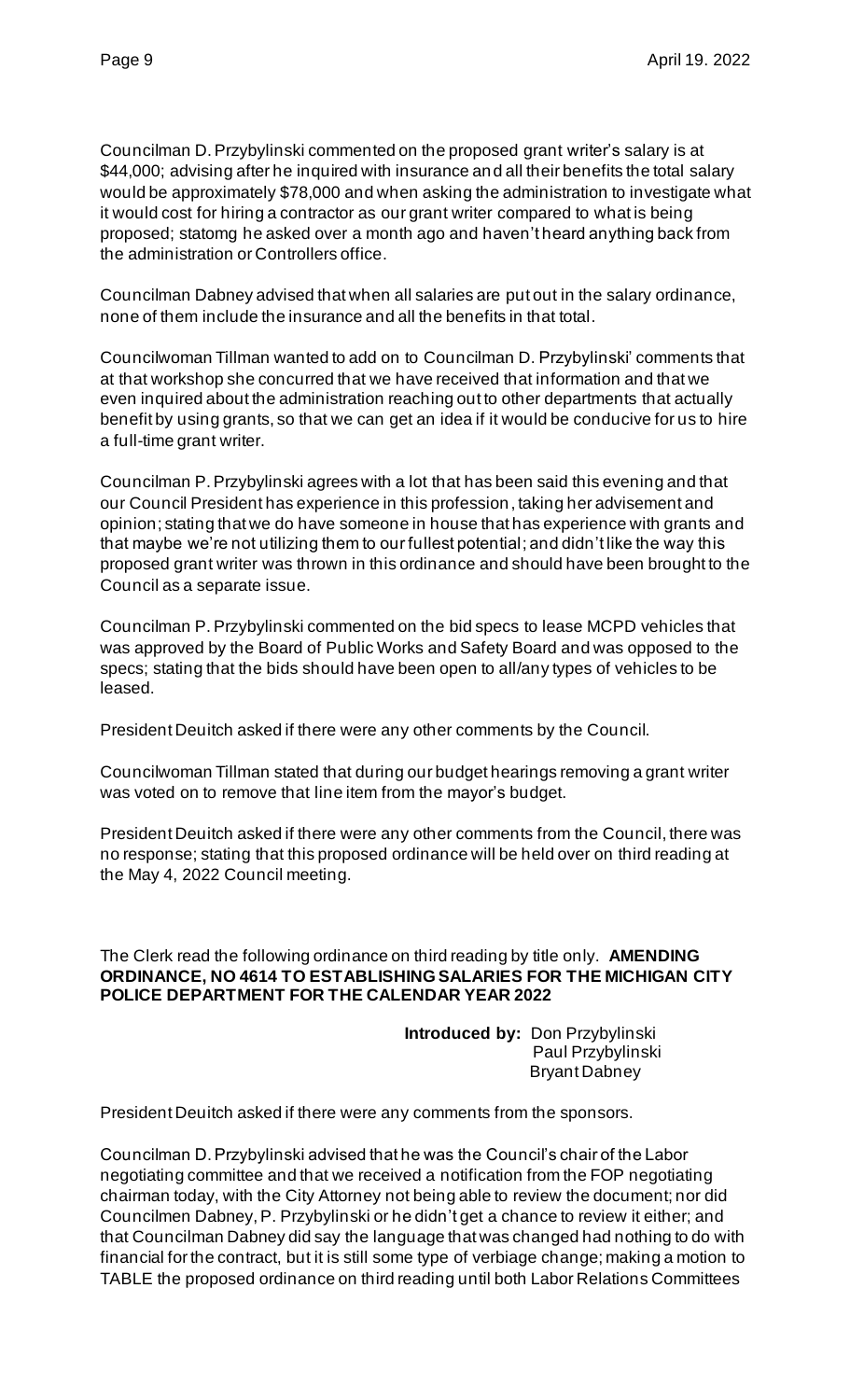Councilman D. Przybylinski commented on the proposed grant writer's salary is at $44,000; advising after he inquired with insurance and all their benefits the total salary would be approximately $78,000 and when asking the administration to investigate what it would cost for hiring a contractor as our grant writer compared to what is being proposed; statomg he asked over a month ago and haven't heard anything back from the administration or Controllers office.

Councilman Dabney advised that when all salaries are put out in the salary ordinance, none of them include the insurance and all the benefits in that total.

Councilwoman Tillman wanted to add on to Councilman D. Przybylinski' comments that at that workshop she concurred that we have received that information and that we even inquired about the administration reaching out to other departments that actually benefit by using grants, so that we can get an idea if it would be conducive for us to hire a full-time grant writer.

Councilman P. Przybylinski agrees with a lot that has been said this evening and that our Council President has experience in this profession, taking her advisement and opinion; stating that we do have someone in house that has experience with grants and that maybe we're not utilizing them to our fullest potential; and didn't like the way this proposed grant writer was thrown in this ordinance and should have been brought to the Council as a separate issue.

Councilman P. Przybylinski commented on the bid specs to lease MCPD vehicles that was approved by the Board of Public Works and Safety Board and was opposed to the specs; stating that the bids should have been open to all/any types of vehicles to be leased.

President Deuitch asked if there were any other comments by the Council.

Councilwoman Tillman stated that during our budget hearings removing a grant writer was voted on to remove that line item from the mayor's budget.

President Deuitch asked if there were any other comments from the Council, there was no response; stating that this proposed ordinance will be held over on third reading at the May 4, 2022 Council meeting.

The Clerk read the following ordinance on third reading by title only. **AMENDING ORDINANCE, NO 4614 TO ESTABLISHING SALARIES FOR THE MICHIGAN CITY POLICE DEPARTMENT FOR THE CALENDAR YEAR 2022**

**Introduced by:** Don Przybylinski
Paul Przybylinski
Bryant Dabney

President Deuitch asked if there were any comments from the sponsors.

Councilman D. Przybylinski advised that he was the Council's chair of the Labor negotiating committee and that we received a notification from the FOP negotiating chairman today, with the City Attorney not being able to review the document; nor did Councilmen Dabney, P. Przybylinski or he didn't get a chance to review it either; and that Councilman Dabney did say the language that was changed had nothing to do with financial for the contract, but it is still some type of verbiage change; making a motion to TABLE the proposed ordinance on third reading until both Labor Relations Committees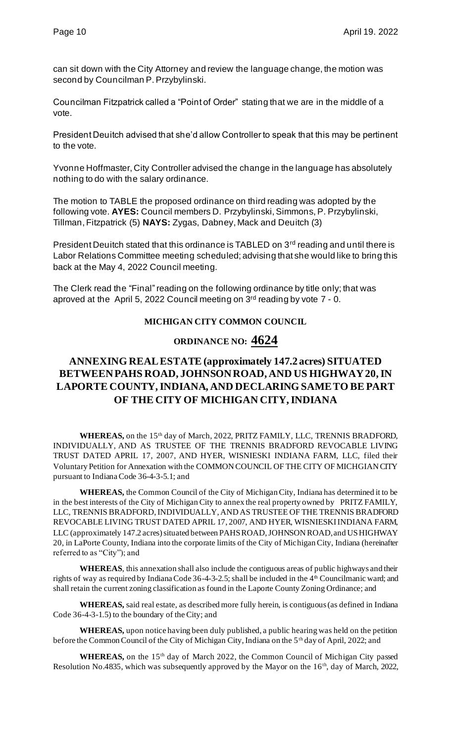can sit down with the City Attorney and review the language change, the motion was second by Councilman P. Przybylinski.

Councilman Fitzpatrick called a "Point of Order" stating that we are in the middle of a vote.

President Deuitch advised that she'd allow Controller to speak that this may be pertinent to the vote.

Yvonne Hoffmaster, City Controller advised the change in the language has absolutely nothing to do with the salary ordinance.

The motion to TABLE the proposed ordinance on third reading was adopted by the following vote. **AYES:** Council members D. Przybylinski, Simmons, P. Przybylinski, Tillman, Fitzpatrick (5) **NAYS:** Zygas, Dabney, Mack and Deuitch (3)

President Deuitch stated that this ordinance is TABLED on 3rd reading and until there is Labor Relations Committee meeting scheduled; advising that she would like to bring this back at the May 4, 2022 Council meeting.

The Clerk read the "Final" reading on the following ordinance by title only; that was aproved at the April 5, 2022 Council meeting on 3rd reading by vote 7 - 0.

**MICHIGAN CITY COMMON COUNCIL**

**ORDINANCE NO: 4624**

## ANNEXING REAL ESTATE (approximately 147.2 acres) SITUATED BETWEEN PAHS ROAD, JOHNSON ROAD, AND US HIGHWAY 20, IN LAPORTE COUNTY, INDIANA, AND DECLARING SAME TO BE PART OF THE CITY OF MICHIGAN CITY, INDIANA

**WHEREAS,** on the 15th day of March, 2022, PRITZ FAMILY, LLC, TRENNIS BRADFORD, INDIVIDUALLY, AND AS TRUSTEE OF THE TRENNIS BRADFORD REVOCABLE LIVING TRUST DATED APRIL 17, 2007, AND HYER, WISNIESKI INDIANA FARM, LLC, filed their Voluntary Petition for Annexation with the COMMON COUNCIL OF THE CITY OF MICHGIAN CITY pursuant to Indiana Code 36-4-3-5.1; and

**WHEREAS,** the Common Council of the City of Michigan City, Indiana has determined it to be in the best interests of the City of Michigan City to annex the real property owned by PRITZ FAMILY, LLC, TRENNIS BRADFORD, INDIVIDUALLY, AND AS TRUSTEE OF THE TRENNIS BRADFORD REVOCABLE LIVING TRUST DATED APRIL 17, 2007, AND HYER, WISNIESKI INDIANA FARM, LLC (approximately 147.2 acres) situated between PAHS ROAD, JOHNSON ROAD, and US HIGHWAY 20, in LaPorte County, Indiana into the corporate limits of the City of Michigan City, Indiana (hereinafter referred to as "City"); and

**WHEREAS**, this annexation shall also include the contiguous areas of public highways and their rights of way as required by Indiana Code 36-4-3-2.5; shall be included in the 4th Councilmanic ward; and shall retain the current zoning classification as found in the Laporte County Zoning Ordinance; and

**WHEREAS,** said real estate, as described more fully herein, is contiguous (as defined in Indiana Code 36-4-3-1.5) to the boundary of the City; and

**WHEREAS,** upon notice having been duly published, a public hearing was held on the petition before the Common Council of the City of Michigan City, Indiana on the 5th day of April, 2022; and

**WHEREAS,** on the 15th day of March 2022, the Common Council of Michigan City passed Resolution No.4835, which was subsequently approved by the Mayor on the 16th, day of March, 2022,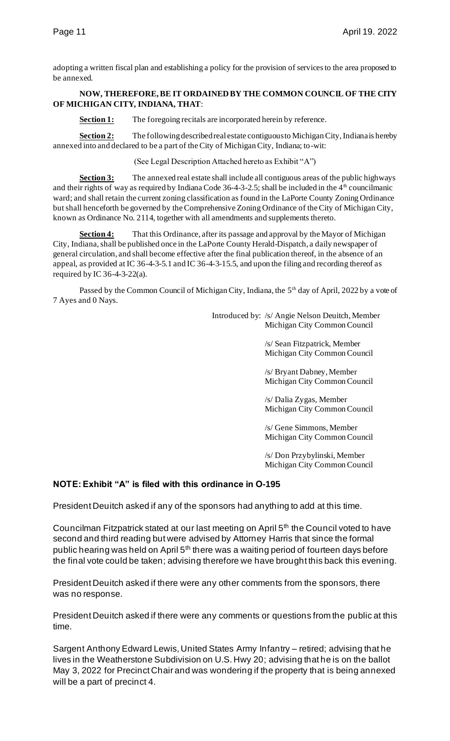adopting a written fiscal plan and establishing a policy for the provision of services to the area proposed to be annexed.

**NOW, THEREFORE, BE IT ORDAINED BY THE COMMON COUNCIL OF THE CITY OF MICHIGAN CITY, INDIANA, THAT**:

**Section 1:** The foregoing recitals are incorporated herein by reference.

**Section 2:** The following described real estate contiguous to Michigan City, Indiana is hereby annexed into and declared to be a part of the City of Michigan City, Indiana; to-wit:

(See Legal Description Attached hereto as Exhibit "A")

**Section 3:** The annexed real estate shall include all contiguous areas of the public highways and their rights of way as required by Indiana Code 36-4-3-2.5; shall be included in the 4th councilmanic ward; and shall retain the current zoning classification as found in the LaPorte County Zoning Ordinance but shall henceforth be governed by the Comprehensive Zoning Ordinance of the City of Michigan City, known as Ordinance No. 2114, together with all amendments and supplements thereto.

**Section 4:** That this Ordinance, after its passage and approval by the Mayor of Michigan City, Indiana, shall be published once in the LaPorte County Herald-Dispatch, a daily newspaper of general circulation, and shall become effective after the final publication thereof, in the absence of an appeal, as provided at IC 36-4-3-5.1 and IC 36-4-3-15.5, and upon the filing and recording thereof as required by IC 36-4-3-22(a).

Passed by the Common Council of Michigan City, Indiana, the 5th day of April, 2022 by a vote of 7 Ayes and 0 Nays.

Introduced by: /s/ Angie Nelson Deuitch, Member
Michigan City Common Council

/s/ Sean Fitzpatrick, Member
Michigan City Common Council

/s/ Bryant Dabney, Member
Michigan City Common Council

/s/ Dalia Zygas, Member
Michigan City Common Council

/s/ Gene Simmons, Member
Michigan City Common Council

/s/ Don Przybylinski, Member
Michigan City Common Council

**NOTE: Exhibit "A" is filed with this ordinance in O-195**

President Deuitch asked if any of the sponsors had anything to add at this time.

Councilman Fitzpatrick stated at our last meeting on April 5th the Council voted to have second and third reading but were advised by Attorney Harris that since the formal public hearing was held on April 5th there was a waiting period of fourteen days before the final vote could be taken; advising therefore we have brought this back this evening.

President Deuitch asked if there were any other comments from the sponsors, there was no response.

President Deuitch asked if there were any comments or questions from the public at this time.

Sargent Anthony Edward Lewis, United States Army Infantry – retired; advising that he lives in the Weatherstone Subdivision on U.S. Hwy 20; advising that he is on the ballot May 3, 2022 for Precinct Chair and was wondering if the property that is being annexed will be a part of precinct 4.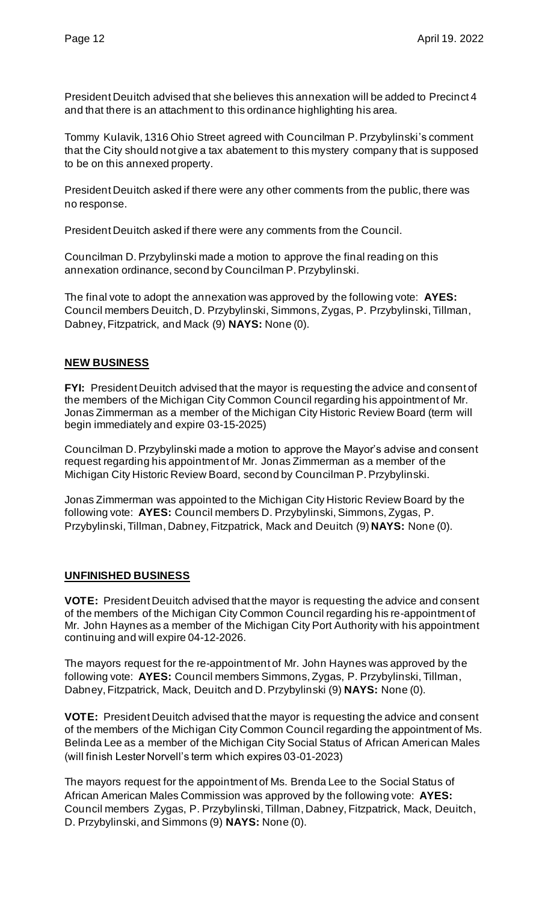President Deuitch advised that she believes this annexation will be added to Precinct 4 and that there is an attachment to this ordinance highlighting his area.

Tommy Kulavik, 1316 Ohio Street agreed with Councilman P. Przybylinski's comment that the City should not give a tax abatement to this mystery company that is supposed to be on this annexed property.

President Deuitch asked if there were any other comments from the public, there was no response.

President Deuitch asked if there were any comments from the Council.

Councilman D. Przybylinski made a motion to approve the final reading on this annexation ordinance, second by Councilman P. Przybylinski.

The final vote to adopt the annexation was approved by the following vote: **AYES:** Council members Deuitch, D. Przybylinski, Simmons, Zygas, P. Przybylinski, Tillman, Dabney, Fitzpatrick, and Mack (9) **NAYS:** None (0).

## NEW BUSINESS

**FYI:** President Deuitch advised that the mayor is requesting the advice and consent of the members of the Michigan City Common Council regarding his appointment of Mr. Jonas Zimmerman as a member of the Michigan City Historic Review Board (term will begin immediately and expire 03-15-2025)

Councilman D. Przybylinski made a motion to approve the Mayor's advise and consent request regarding his appointment of Mr. Jonas Zimmerman as a member of the Michigan City Historic Review Board, second by Councilman P. Przybylinski.

Jonas Zimmerman was appointed to the Michigan City Historic Review Board by the following vote: **AYES:** Council members D. Przybylinski, Simmons, Zygas, P. Przybylinski, Tillman, Dabney, Fitzpatrick, Mack and Deuitch (9) **NAYS:** None (0).

## UNFINISHED BUSINESS

**VOTE:** President Deuitch advised that the mayor is requesting the advice and consent of the members of the Michigan City Common Council regarding his re-appointment of Mr. John Haynes as a member of the Michigan City Port Authority with his appointment continuing and will expire 04-12-2026.

The mayors request for the re-appointment of Mr. John Haynes was approved by the following vote: **AYES:** Council members Simmons, Zygas, P. Przybylinski, Tillman, Dabney, Fitzpatrick, Mack, Deuitch and D. Przybylinski (9) **NAYS:** None (0).

**VOTE:** President Deuitch advised that the mayor is requesting the advice and consent of the members of the Michigan City Common Council regarding the appointment of Ms. Belinda Lee as a member of the Michigan City Social Status of African American Males (will finish Lester Norvell's term which expires 03-01-2023)

The mayors request for the appointment of Ms. Brenda Lee to the Social Status of African American Males Commission was approved by the following vote: **AYES:** Council members Zygas, P. Przybylinski, Tillman, Dabney, Fitzpatrick, Mack, Deuitch, D. Przybylinski, and Simmons (9) **NAYS:** None (0).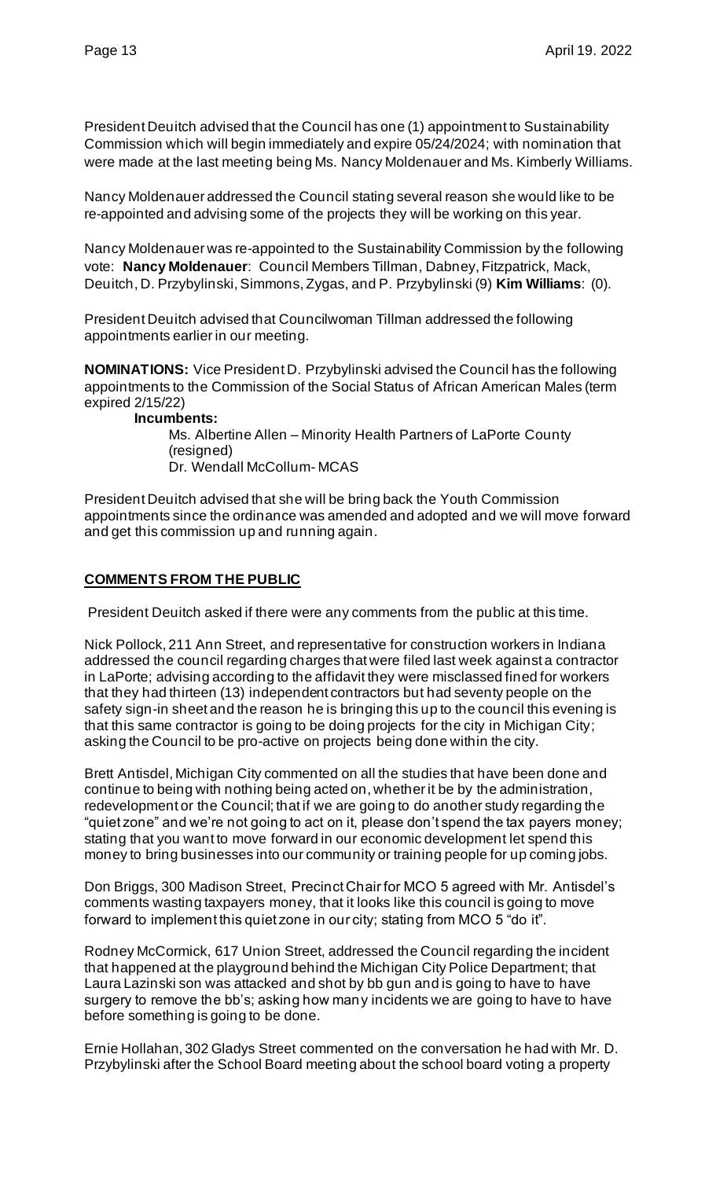President Deuitch advised that the Council has one (1) appointment to Sustainability Commission which will begin immediately and expire 05/24/2024; with nomination that were made at the last meeting being Ms. Nancy Moldenauer and Ms. Kimberly Williams.

Nancy Moldenauer addressed the Council stating several reason she would like to be re-appointed and advising some of the projects they will be working on this year.

Nancy Moldenauer was re-appointed to the Sustainability Commission by the following vote: **Nancy Moldenauer**: Council Members Tillman, Dabney, Fitzpatrick, Mack, Deuitch, D. Przybylinski, Simmons, Zygas, and P. Przybylinski (9) **Kim Williams**: (0).

President Deuitch advised that Councilwoman Tillman addressed the following appointments earlier in our meeting.

**NOMINATIONS:** Vice President D. Przybylinski advised the Council has the following appointments to the Commission of the Social Status of African American Males (term expired 2/15/22)

**Incumbents:**

Ms. Albertine Allen – Minority Health Partners of LaPorte County (resigned)
Dr. Wendall McCollum- MCAS

President Deuitch advised that she will be bring back the Youth Commission appointments since the ordinance was amended and adopted and we will move forward and get this commission up and running again.

## COMMENTS FROM THE PUBLIC

President Deuitch asked if there were any comments from the public at this time.

Nick Pollock, 211 Ann Street, and representative for construction workers in Indiana addressed the council regarding charges that were filed last week against a contractor in LaPorte; advising according to the affidavit they were misclassed fined for workers that they had thirteen (13) independent contractors but had seventy people on the safety sign-in sheet and the reason he is bringing this up to the council this evening is that this same contractor is going to be doing projects for the city in Michigan City; asking the Council to be pro-active on projects being done within the city.

Brett Antisdel, Michigan City commented on all the studies that have been done and continue to being with nothing being acted on, whether it be by the administration, redevelopment or the Council; that if we are going to do another study regarding the "quiet zone" and we're not going to act on it, please don't spend the tax payers money; stating that you want to move forward in our economic development let spend this money to bring businesses into our community or training people for up coming jobs.

Don Briggs, 300 Madison Street, Precinct Chair for MCO 5 agreed with Mr. Antisdel's comments wasting taxpayers money, that it looks like this council is going to move forward to implement this quiet zone in our city; stating from MCO 5 "do it".

Rodney McCormick, 617 Union Street, addressed the Council regarding the incident that happened at the playground behind the Michigan City Police Department; that Laura Lazinski son was attacked and shot by bb gun and is going to have to have surgery to remove the bb's; asking how many incidents we are going to have to have before something is going to be done.

Ernie Hollahan, 302 Gladys Street commented on the conversation he had with Mr. D. Przybylinski after the School Board meeting about the school board voting a property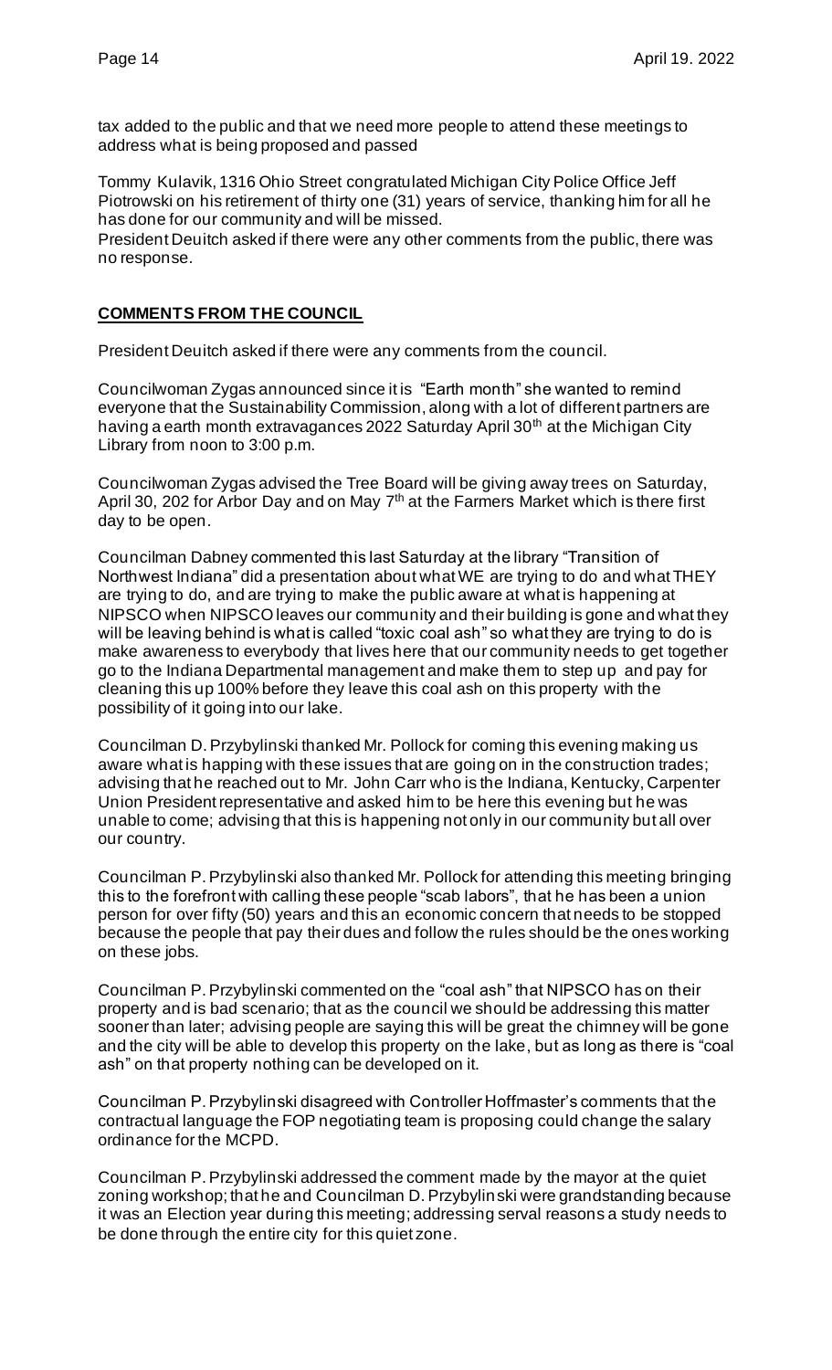tax added to the public and that we need more people to attend these meetings to address what is being proposed and passed

Tommy Kulavik, 1316 Ohio Street congratulated Michigan City Police Office Jeff Piotrowski on his retirement of thirty one (31) years of service, thanking him for all he has done for our community and will be missed.
President Deuitch asked if there were any other comments from the public, there was no response.

## COMMENTS FROM THE COUNCIL

President Deuitch asked if there were any comments from the council.

Councilwoman Zygas announced since it is "Earth month" she wanted to remind everyone that the Sustainability Commission, along with a lot of different partners are having a earth month extravagances 2022 Saturday April 30th at the Michigan City Library from noon to 3:00 p.m.

Councilwoman Zygas advised the Tree Board will be giving away trees on Saturday, April 30, 202 for Arbor Day and on May 7th at the Farmers Market which is there first day to be open.

Councilman Dabney commented this last Saturday at the library "Transition of Northwest Indiana" did a presentation about what WE are trying to do and what THEY are trying to do, and are trying to make the public aware at what is happening at NIPSCO when NIPSCO leaves our community and their building is gone and what they will be leaving behind is what is called "toxic coal ash" so what they are trying to do is make awareness to everybody that lives here that our community needs to get together go to the Indiana Departmental management and make them to step up and pay for cleaning this up 100% before they leave this coal ash on this property with the possibility of it going into our lake.

Councilman D. Przybylinski thanked Mr. Pollock for coming this evening making us aware what is happing with these issues that are going on in the construction trades; advising that he reached out to Mr. John Carr who is the Indiana, Kentucky, Carpenter Union President representative and asked him to be here this evening but he was unable to come; advising that this is happening not only in our community but all over our country.

Councilman P. Przybylinski also thanked Mr. Pollock for attending this meeting bringing this to the forefront with calling these people "scab labors", that he has been a union person for over fifty (50) years and this an economic concern that needs to be stopped because the people that pay their dues and follow the rules should be the ones working on these jobs.

Councilman P. Przybylinski commented on the "coal ash" that NIPSCO has on their property and is bad scenario; that as the council we should be addressing this matter sooner than later; advising people are saying this will be great the chimney will be gone and the city will be able to develop this property on the lake, but as long as there is "coal ash" on that property nothing can be developed on it.

Councilman P. Przybylinski disagreed with Controller Hoffmaster's comments that the contractual language the FOP negotiating team is proposing could change the salary ordinance for the MCPD.

Councilman P. Przybylinski addressed the comment made by the mayor at the quiet zoning workshop; that he and Councilman D. Przybylinski were grandstanding because it was an Election year during this meeting; addressing serval reasons a study needs to be done through the entire city for this quiet zone.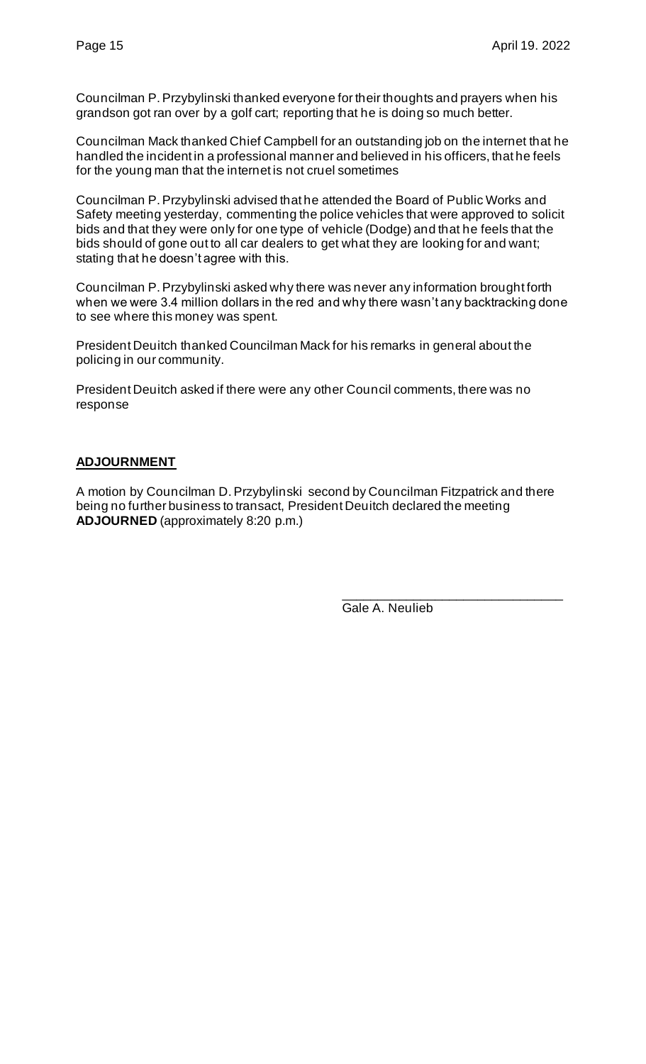Councilman P. Przybylinski thanked everyone for their thoughts and prayers when his grandson got ran over by a golf cart; reporting that he is doing so much better.

Councilman Mack thanked Chief Campbell for an outstanding job on the internet that he handled the incident in a professional manner and believed in his officers, that he feels for the young man that the internet is not cruel sometimes

Councilman P. Przybylinski advised that he attended the Board of Public Works and Safety meeting yesterday, commenting the police vehicles that were approved to solicit bids and that they were only for one type of vehicle (Dodge) and that he feels that the bids should of gone out to all car dealers to get what they are looking for and want; stating that he doesn't agree with this.

Councilman P. Przybylinski asked why there was never any information brought forth when we were 3.4 million dollars in the red and why there wasn't any backtracking done to see where this money was spent.

President Deuitch thanked Councilman Mack for his remarks in general about the policing in our community.

President Deuitch asked if there were any other Council comments, there was no response

## ADJOURNMENT

A motion by Councilman D. Przybylinski second by Councilman Fitzpatrick and there being no further business to transact, President Deuitch declared the meeting **ADJOURNED** (approximately 8:20 p.m.)

\_\_\_\_\_\_\_\_\_\_\_\_\_\_\_\_\_\_\_\_\_\_\_\_\_\_\_\_\_\_\_\_

Gale A. Neulieb